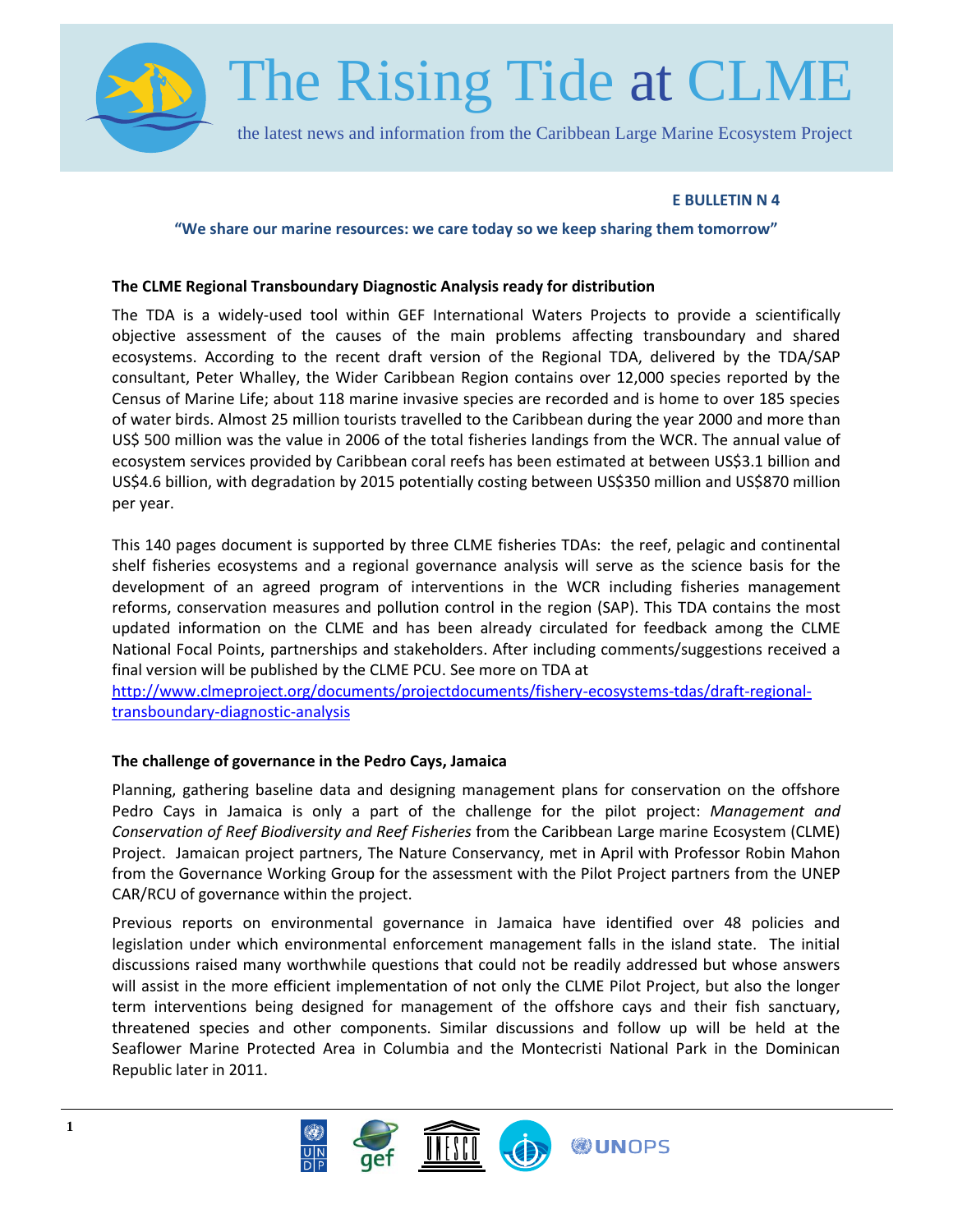# The Rising Tide at CLME

the latest news and information from the Caribbean Large Marine Ecosystem Project

**E BULLETIN N 4**

**"We share our marine resources: we care today so we keep sharing them tomorrow"**

### The CLME Regional Transboundary Diagnostic Analysis ready for distribution

The TDA is a widely-used tool within GEF International Waters Projects to provide a scientifically objective assessment of the causes of the main problems affecting transboundary and shared ecosystems. According to the recent draft version of the Regional TDA, delivered by the TDA/SAP consultant, Peter Whalley, the Wider Caribbean Region contains over 12,000 species reported by the Census of Marine Life; about 118 marine invasive species are recorded and is home to over 185 species of water birds. Almost 25 million tourists travelled to the Caribbean during the year 2000 and more than US$ 500 million was the value in 2006 of the total fisheries landings from the WCR. The annual value of ecosystem services provided by Caribbean coral reefs has been estimated at between US$3.1 billion and US$4.6 billion, with degradation by 2015 potentially costing between US$350 million and US$870 million per year.

This 140 pages document is supported by three CLME fisheries TDAs: the reef, pelagic and continental shelf fisheries ecosystems and a regional governance analysis will serve as the science basis for the development of an agreed program of interventions in the WCR including fisheries management reforms, conservation measures and pollution control in the region (SAP). This TDA contains the most updated information on the CLME and has been already circulated for feedback among the CLME National Focal Points, partnerships and stakeholders. After including comments/suggestions received a final version will be published by the CLME PCU. See more on TDA at
http://www.clmeproject.org/documents/projectdocuments/fishery-ecosystems-tdas/draft-regional-transboundary-diagnostic-analysis

### The challenge of governance in the Pedro Cays, Jamaica

Planning, gathering baseline data and designing management plans for conservation on the offshore Pedro Cays in Jamaica is only a part of the challenge for the pilot project: *Management and Conservation of Reef Biodiversity and Reef Fisheries* from the Caribbean Large marine Ecosystem (CLME) Project. Jamaican project partners, The Nature Conservancy, met in April with Professor Robin Mahon from the Governance Working Group for the assessment with the Pilot Project partners from the UNEP CAR/RCU of governance within the project.

Previous reports on environmental governance in Jamaica have identified over 48 policies and legislation under which environmental enforcement management falls in the island state. The initial discussions raised many worthwhile questions that could not be readily addressed but whose answers will assist in the more efficient implementation of not only the CLME Pilot Project, but also the longer term interventions being designed for management of the offshore cays and their fish sanctuary, threatened species and other components. Similar discussions and follow up will be held at the Seaflower Marine Protected Area in Columbia and the Montecristi National Park in the Dominican Republic later in 2011.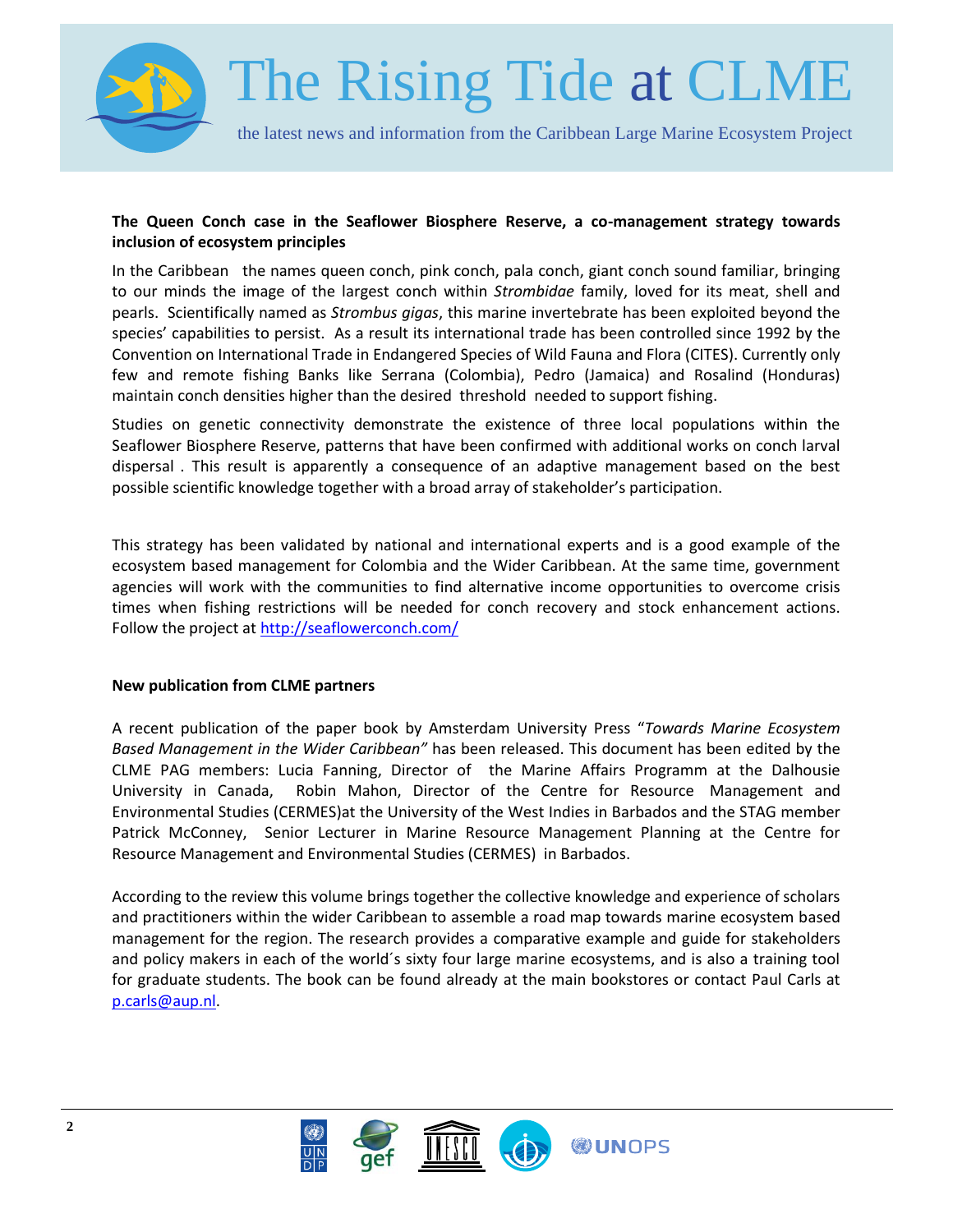# The Rising Tide at CLME

the latest news and information from the Caribbean Large Marine Ecosystem Project

**The Queen Conch case in the Seaflower Biosphere Reserve, a co-management strategy towards inclusion of ecosystem principles**

In the Caribbean the names queen conch, pink conch, pala conch, giant conch sound familiar, bringing to our minds the image of the largest conch within *Strombidae* family, loved for its meat, shell and pearls. Scientifically named as *Strombus gigas*, this marine invertebrate has been exploited beyond the species' capabilities to persist. As a result its international trade has been controlled since 1992 by the Convention on International Trade in Endangered Species of Wild Fauna and Flora (CITES). Currently only few and remote fishing Banks like Serrana (Colombia), Pedro (Jamaica) and Rosalind (Honduras) maintain conch densities higher than the desired threshold needed to support fishing.

Studies on genetic connectivity demonstrate the existence of three local populations within the Seaflower Biosphere Reserve, patterns that have been confirmed with additional works on conch larval dispersal . This result is apparently a consequence of an adaptive management based on the best possible scientific knowledge together with a broad array of stakeholder's participation.

This strategy has been validated by national and international experts and is a good example of the ecosystem based management for Colombia and the Wider Caribbean. At the same time, government agencies will work with the communities to find alternative income opportunities to overcome crisis times when fishing restrictions will be needed for conch recovery and stock enhancement actions. Follow the project at http://seaflowerconch.com/

**New publication from CLME partners**

A recent publication of the paper book by Amsterdam University Press "*Towards Marine Ecosystem Based Management in the Wider Caribbean"* has been released. This document has been edited by the CLME PAG members: Lucia Fanning, Director of the Marine Affairs Programm at the Dalhousie University in Canada, Robin Mahon, Director of the Centre for Resource Management and Environmental Studies (CERMES)at the University of the West Indies in Barbados and the STAG member Patrick McConney, Senior Lecturer in Marine Resource Management Planning at the Centre for Resource Management and Environmental Studies (CERMES) in Barbados.

According to the review this volume brings together the collective knowledge and experience of scholars and practitioners within the wider Caribbean to assemble a road map towards marine ecosystem based management for the region. The research provides a comparative example and guide for stakeholders and policy makers in each of the world´s sixty four large marine ecosystems, and is also a training tool for graduate students. The book can be found already at the main bookstores or contact Paul Carls at p.carls@aup.nl.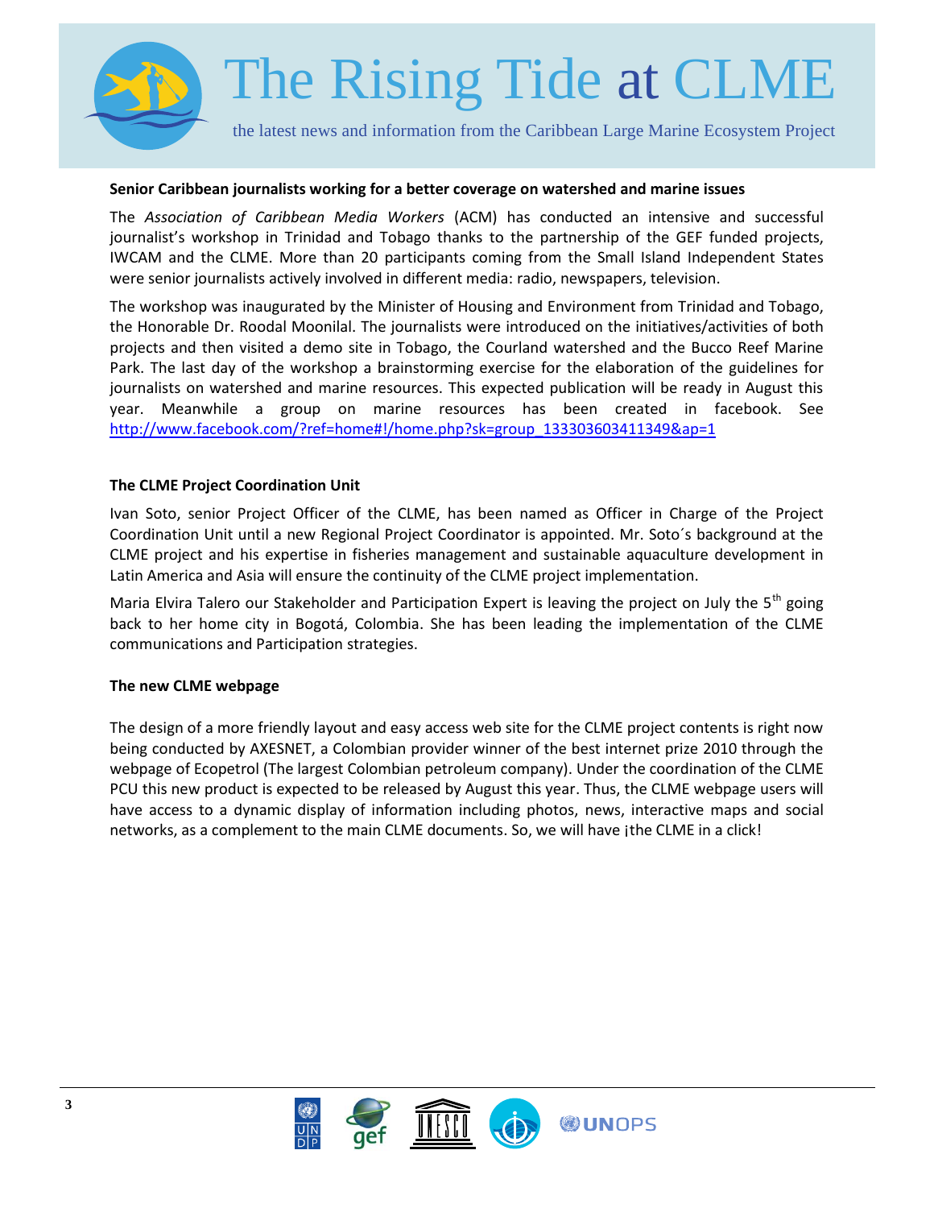## Senior Caribbean journalists working for a better coverage on watershed and marine issues

The *Association of Caribbean Media Workers* (ACM) has conducted an intensive and successful journalist's workshop in Trinidad and Tobago thanks to the partnership of the GEF funded projects, IWCAM and the CLME. More than 20 participants coming from the Small Island Independent States were senior journalists actively involved in different media: radio, newspapers, television.

The workshop was inaugurated by the Minister of Housing and Environment from Trinidad and Tobago, the Honorable Dr. Roodal Moonilal. The journalists were introduced on the initiatives/activities of both projects and then visited a demo site in Tobago, the Courland watershed and the Bucco Reef Marine Park. The last day of the workshop a brainstorming exercise for the elaboration of the guidelines for journalists on watershed and marine resources. This expected publication will be ready in August this year. Meanwhile a group on marine resources has been created in facebook. See http://www.facebook.com/?ref=home#!/home.php?sk=group_133303603411349&ap=1

## The CLME Project Coordination Unit

Ivan Soto, senior Project Officer of the CLME, has been named as Officer in Charge of the Project Coordination Unit until a new Regional Project Coordinator is appointed. Mr. Soto´s background at the CLME project and his expertise in fisheries management and sustainable aquaculture development in Latin America and Asia will ensure the continuity of the CLME project implementation.

Maria Elvira Talero our Stakeholder and Participation Expert is leaving the project on July the 5th going back to her home city in Bogotá, Colombia. She has been leading the implementation of the CLME communications and Participation strategies.

## The new CLME webpage

The design of a more friendly layout and easy access web site for the CLME project contents is right now being conducted by AXESNET, a Colombian provider winner of the best internet prize 2010 through the webpage of Ecopetrol (The largest Colombian petroleum company). Under the coordination of the CLME PCU this new product is expected to be released by August this year. Thus, the CLME webpage users will have access to a dynamic display of information including photos, news, interactive maps and social networks, as a complement to the main CLME documents. So, we will have ¡the CLME in a click!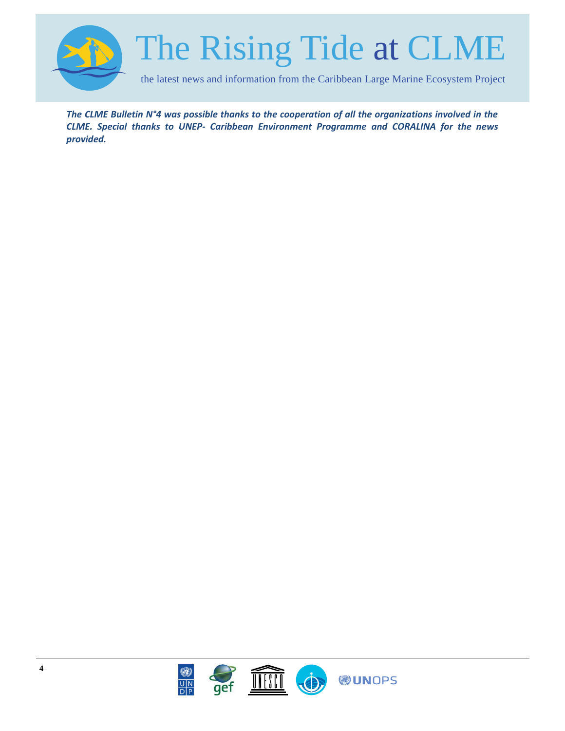***The CLME Bulletin N°4 was possible thanks to the cooperation of all the organizations involved in the CLME. Special thanks to UNEP- Caribbean Environment Programme and CORALINA for the news provided.***